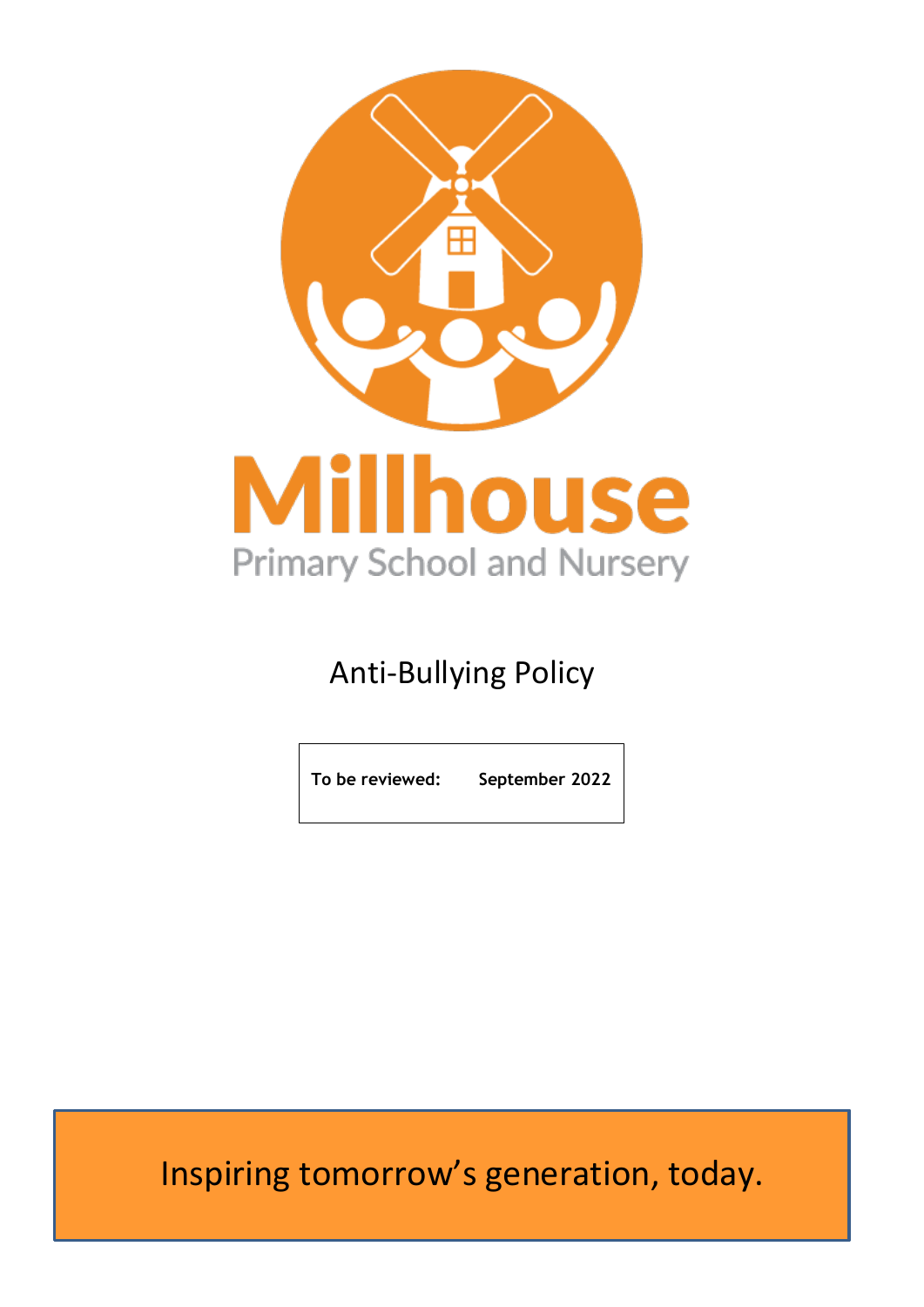# Millhouse

Primary School and Nursery

## Anti-Bullying Policy

| | |
|---|---|
| **To be reviewed:** | **September 2022** |

Inspiring tomorrow's generation, today.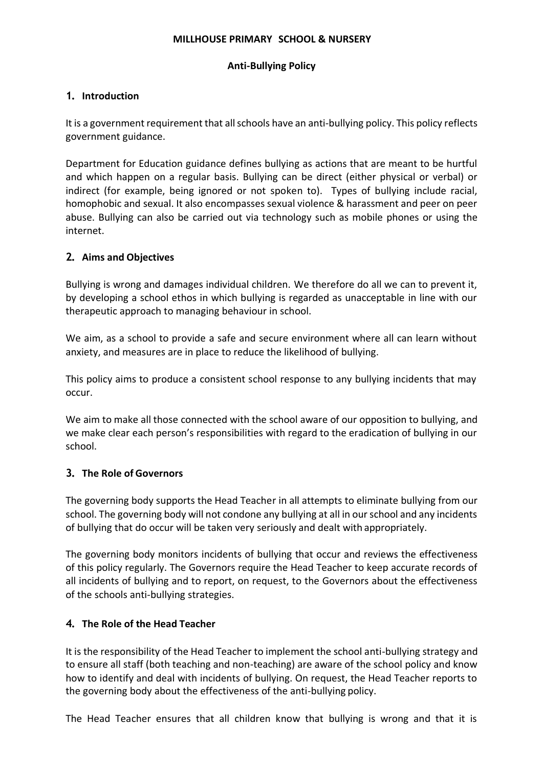**MILLHOUSE PRIMARY SCHOOL & NURSERY**

**Anti-Bullying Policy**

## 1. Introduction

It is a government requirement that all schools have an anti-bullying policy. This policy reflects government guidance.

Department for Education guidance defines bullying as actions that are meant to be hurtful and which happen on a regular basis. Bullying can be direct (either physical or verbal) or indirect (for example, being ignored or not spoken to). Types of bullying include racial, homophobic and sexual. It also encompasses sexual violence & harassment and peer on peer abuse. Bullying can also be carried out via technology such as mobile phones or using the internet.

## 2. Aims and Objectives

Bullying is wrong and damages individual children. We therefore do all we can to prevent it, by developing a school ethos in which bullying is regarded as unacceptable in line with our therapeutic approach to managing behaviour in school.

We aim, as a school to provide a safe and secure environment where all can learn without anxiety, and measures are in place to reduce the likelihood of bullying.

This policy aims to produce a consistent school response to any bullying incidents that may occur.

We aim to make all those connected with the school aware of our opposition to bullying, and we make clear each person's responsibilities with regard to the eradication of bullying in our school.

## 3. The Role of Governors

The governing body supports the Head Teacher in all attempts to eliminate bullying from our school. The governing body will not condone any bullying at all in our school and any incidents of bullying that do occur will be taken very seriously and dealt with appropriately.

The governing body monitors incidents of bullying that occur and reviews the effectiveness of this policy regularly. The Governors require the Head Teacher to keep accurate records of all incidents of bullying and to report, on request, to the Governors about the effectiveness of the schools anti-bullying strategies.

## 4. The Role of the Head Teacher

It is the responsibility of the Head Teacher to implement the school anti-bullying strategy and to ensure all staff (both teaching and non-teaching) are aware of the school policy and know how to identify and deal with incidents of bullying. On request, the Head Teacher reports to the governing body about the effectiveness of the anti-bullying policy.

The Head Teacher ensures that all children know that bullying is wrong and that it is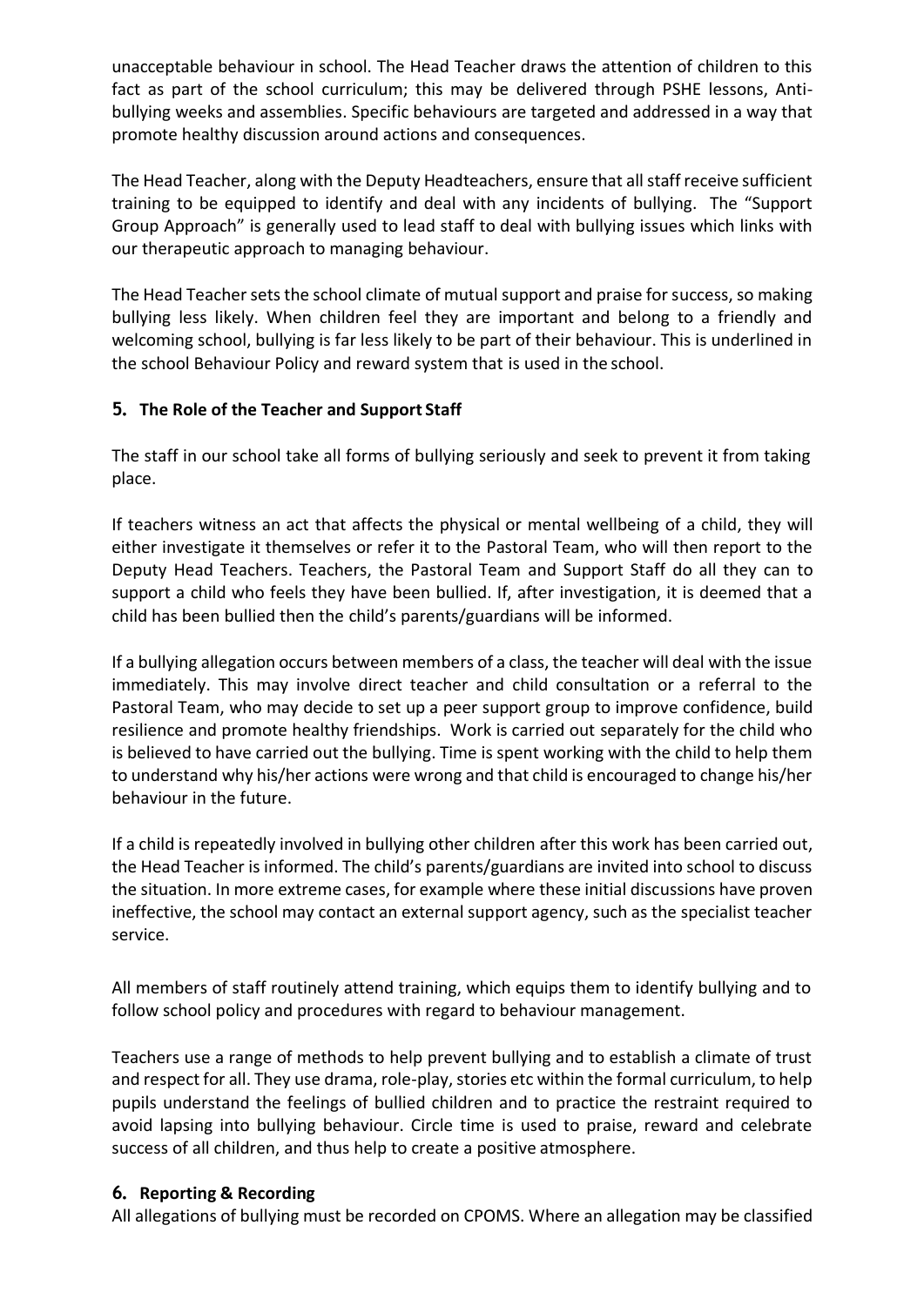unacceptable behaviour in school. The Head Teacher draws the attention of children to this fact as part of the school curriculum; this may be delivered through PSHE lessons, Anti-bullying weeks and assemblies. Specific behaviours are targeted and addressed in a way that promote healthy discussion around actions and consequences.

The Head Teacher, along with the Deputy Headteachers, ensure that all staff receive sufficient training to be equipped to identify and deal with any incidents of bullying. The "Support Group Approach" is generally used to lead staff to deal with bullying issues which links with our therapeutic approach to managing behaviour.

The Head Teacher sets the school climate of mutual support and praise for success, so making bullying less likely. When children feel they are important and belong to a friendly and welcoming school, bullying is far less likely to be part of their behaviour. This is underlined in the school Behaviour Policy and reward system that is used in the school.

## 5. The Role of the Teacher and Support Staff

The staff in our school take all forms of bullying seriously and seek to prevent it from taking place.

If teachers witness an act that affects the physical or mental wellbeing of a child, they will either investigate it themselves or refer it to the Pastoral Team, who will then report to the Deputy Head Teachers. Teachers, the Pastoral Team and Support Staff do all they can to support a child who feels they have been bullied. If, after investigation, it is deemed that a child has been bullied then the child's parents/guardians will be informed.

If a bullying allegation occurs between members of a class, the teacher will deal with the issue immediately. This may involve direct teacher and child consultation or a referral to the Pastoral Team, who may decide to set up a peer support group to improve confidence, build resilience and promote healthy friendships. Work is carried out separately for the child who is believed to have carried out the bullying. Time is spent working with the child to help them to understand why his/her actions were wrong and that child is encouraged to change his/her behaviour in the future.

If a child is repeatedly involved in bullying other children after this work has been carried out, the Head Teacher is informed. The child's parents/guardians are invited into school to discuss the situation. In more extreme cases, for example where these initial discussions have proven ineffective, the school may contact an external support agency, such as the specialist teacher service.

All members of staff routinely attend training, which equips them to identify bullying and to follow school policy and procedures with regard to behaviour management.

Teachers use a range of methods to help prevent bullying and to establish a climate of trust and respect for all. They use drama, role-play, stories etc within the formal curriculum, to help pupils understand the feelings of bullied children and to practice the restraint required to avoid lapsing into bullying behaviour. Circle time is used to praise, reward and celebrate success of all children, and thus help to create a positive atmosphere.

## 6. Reporting & Recording

All allegations of bullying must be recorded on CPOMS. Where an allegation may be classified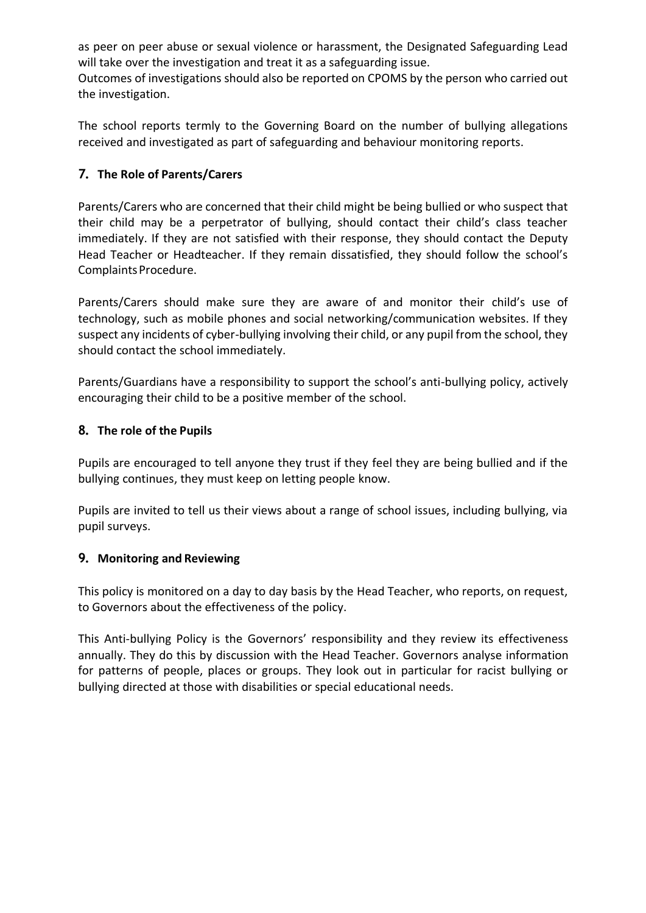as peer on peer abuse or sexual violence or harassment, the Designated Safeguarding Lead will take over the investigation and treat it as a safeguarding issue.
Outcomes of investigations should also be reported on CPOMS by the person who carried out the investigation.

The school reports termly to the Governing Board on the number of bullying allegations received and investigated as part of safeguarding and behaviour monitoring reports.

## 7. The Role of Parents/Carers

Parents/Carers who are concerned that their child might be being bullied or who suspect that their child may be a perpetrator of bullying, should contact their child's class teacher immediately. If they are not satisfied with their response, they should contact the Deputy Head Teacher or Headteacher. If they remain dissatisfied, they should follow the school's Complaints Procedure.

Parents/Carers should make sure they are aware of and monitor their child's use of technology, such as mobile phones and social networking/communication websites. If they suspect any incidents of cyber-bullying involving their child, or any pupil from the school, they should contact the school immediately.

Parents/Guardians have a responsibility to support the school's anti-bullying policy, actively encouraging their child to be a positive member of the school.

## 8. The role of the Pupils

Pupils are encouraged to tell anyone they trust if they feel they are being bullied and if the bullying continues, they must keep on letting people know.

Pupils are invited to tell us their views about a range of school issues, including bullying, via pupil surveys.

## 9. Monitoring and Reviewing

This policy is monitored on a day to day basis by the Head Teacher, who reports, on request, to Governors about the effectiveness of the policy.

This Anti-bullying Policy is the Governors' responsibility and they review its effectiveness annually. They do this by discussion with the Head Teacher. Governors analyse information for patterns of people, places or groups. They look out in particular for racist bullying or bullying directed at those with disabilities or special educational needs.